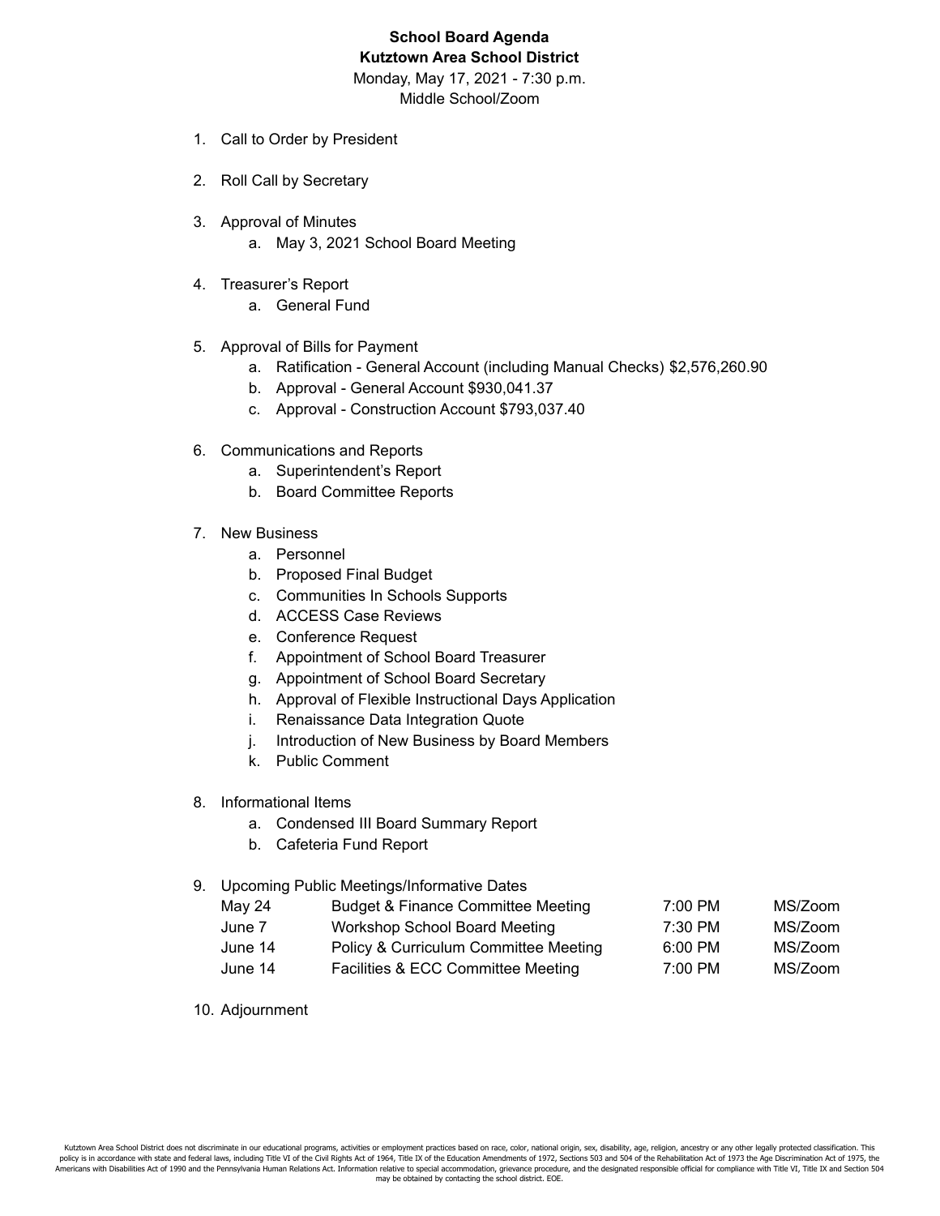# School Board Agenda

## Kutztown Area School District

Monday, May 17, 2021 - 7:30 p.m.
Middle School/Zoom

1. Call to Order by President
2. Roll Call by Secretary
3. Approval of Minutes
   a. May 3, 2021 School Board Meeting
4. Treasurer's Report
   a. General Fund
5. Approval of Bills for Payment
   a. Ratification - General Account (including Manual Checks) $2,576,260.90
   b. Approval - General Account $930,041.37
   c. Approval - Construction Account $793,037.40
6. Communications and Reports
   a. Superintendent's Report
   b. Board Committee Reports
7. New Business
   a. Personnel
   b. Proposed Final Budget
   c. Communities In Schools Supports
   d. ACCESS Case Reviews
   e. Conference Request
   f. Appointment of School Board Treasurer
   g. Appointment of School Board Secretary
   h. Approval of Flexible Instructional Days Application
   i. Renaissance Data Integration Quote
   j. Introduction of New Business by Board Members
   k. Public Comment
8. Informational Items
   a. Condensed III Board Summary Report
   b. Cafeteria Fund Report
9. Upcoming Public Meetings/Informative Dates

| | | | |
|---|---|---|---|
| May 24 | Budget & Finance Committee Meeting | 7:00 PM | MS/Zoom |
| June 7 | Workshop School Board Meeting | 7:30 PM | MS/Zoom |
| June 14 | Policy & Curriculum Committee Meeting | 6:00 PM | MS/Zoom |
| June 14 | Facilities & ECC Committee Meeting | 7:00 PM | MS/Zoom |

10. Adjournment

Kutztown Area School District does not discriminate in our educational programs, activities or employment practices based on race, color, national origin, sex, disability, age, religion, ancestry or any other legally protected classification. This policy is in accordance with state and federal laws, including Title VI of the Civil Rights Act of 1964, Title IX of the Education Amendments of 1972, Sections 503 and 504 of the Rehabilitation Act of 1973 the Age Discrimination Act of 1975, the Americans with Disabilities Act of 1990 and the Pennsylvania Human Relations Act. Information relative to special accommodation, grievance procedure, and the designated responsible official for compliance with Title VI, Title IX and Section 504 may be obtained by contacting the school district. EOE.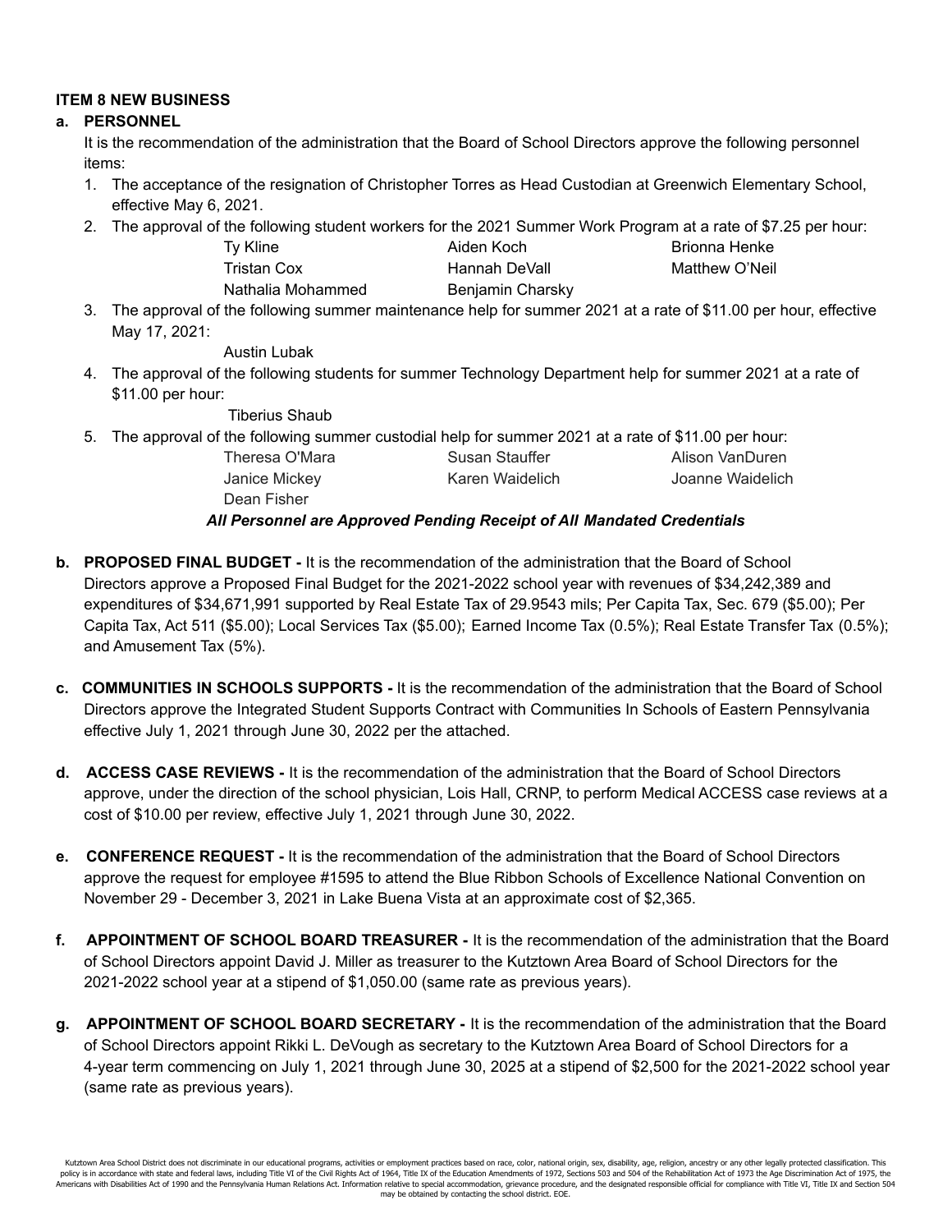**ITEM 8 NEW BUSINESS**

**a. PERSONNEL**

It is the recommendation of the administration that the Board of School Directors approve the following personnel items:

1. The acceptance of the resignation of Christopher Torres as Head Custodian at Greenwich Elementary School, effective May 6, 2021.
2. The approval of the following student workers for the 2021 Summer Work Program at a rate of $7.25 per hour:

   | | | |
   |---|---|---|
   | Ty Kline | Aiden Koch | Brionna Henke |
   | Tristan Cox | Hannah DeVall | Matthew O'Neil |
   | Nathalia Mohammed | Benjamin Charsky | |

3. The approval of the following summer maintenance help for summer 2021 at a rate of $11.00 per hour, effective May 17, 2021:

   Austin Lubak

4. The approval of the following students for summer Technology Department help for summer 2021 at a rate of $11.00 per hour:

   Tiberius Shaub

5. The approval of the following summer custodial help for summer 2021 at a rate of $11.00 per hour:

   | | | |
   |---|---|---|
   | Theresa O'Mara | Susan Stauffer | Alison VanDuren |
   | Janice Mickey | Karen Waidelich | Joanne Waidelich |
   | Dean Fisher | | |

***All Personnel are Approved Pending Receipt of All Mandated Credentials***

**b. PROPOSED FINAL BUDGET -** It is the recommendation of the administration that the Board of School Directors approve a Proposed Final Budget for the 2021-2022 school year with revenues of $34,242,389 and expenditures of $34,671,991 supported by Real Estate Tax of 29.9543 mils; Per Capita Tax, Sec. 679 ($5.00); Per Capita Tax, Act 511 ($5.00); Local Services Tax ($5.00); Earned Income Tax (0.5%); Real Estate Transfer Tax (0.5%); and Amusement Tax (5%).

**c. COMMUNITIES IN SCHOOLS SUPPORTS -** It is the recommendation of the administration that the Board of School Directors approve the Integrated Student Supports Contract with Communities In Schools of Eastern Pennsylvania effective July 1, 2021 through June 30, 2022 per the attached.

**d. ACCESS CASE REVIEWS -** It is the recommendation of the administration that the Board of School Directors approve, under the direction of the school physician, Lois Hall, CRNP, to perform Medical ACCESS case reviews at a cost of $10.00 per review, effective July 1, 2021 through June 30, 2022.

**e. CONFERENCE REQUEST -** It is the recommendation of the administration that the Board of School Directors approve the request for employee #1595 to attend the Blue Ribbon Schools of Excellence National Convention on November 29 - December 3, 2021 in Lake Buena Vista at an approximate cost of $2,365.

**f. APPOINTMENT OF SCHOOL BOARD TREASURER -** It is the recommendation of the administration that the Board of School Directors appoint David J. Miller as treasurer to the Kutztown Area Board of School Directors for the 2021-2022 school year at a stipend of $1,050.00 (same rate as previous years).

**g. APPOINTMENT OF SCHOOL BOARD SECRETARY -** It is the recommendation of the administration that the Board of School Directors appoint Rikki L. DeVough as secretary to the Kutztown Area Board of School Directors for a 4-year term commencing on July 1, 2021 through June 30, 2025 at a stipend of $2,500 for the 2021-2022 school year (same rate as previous years).

Kutztown Area School District does not discriminate in our educational programs, activities or employment practices based on race, color, national origin, sex, disability, age, religion, ancestry or any other legally protected classification. This policy is in accordance with state and federal laws, including Title VI of the Civil Rights Act of 1964, Title IX of the Education Amendments of 1972, Sections 503 and 504 of the Rehabilitation Act of 1973 the Age Discrimination Act of 1975, the Americans with Disabilities Act of 1990 and the Pennsylvania Human Relations Act. Information relative to special accommodation, grievance procedure, and the designated responsible official for compliance with Title VI, Title IX and Section 504 may be obtained by contacting the school district. EOE.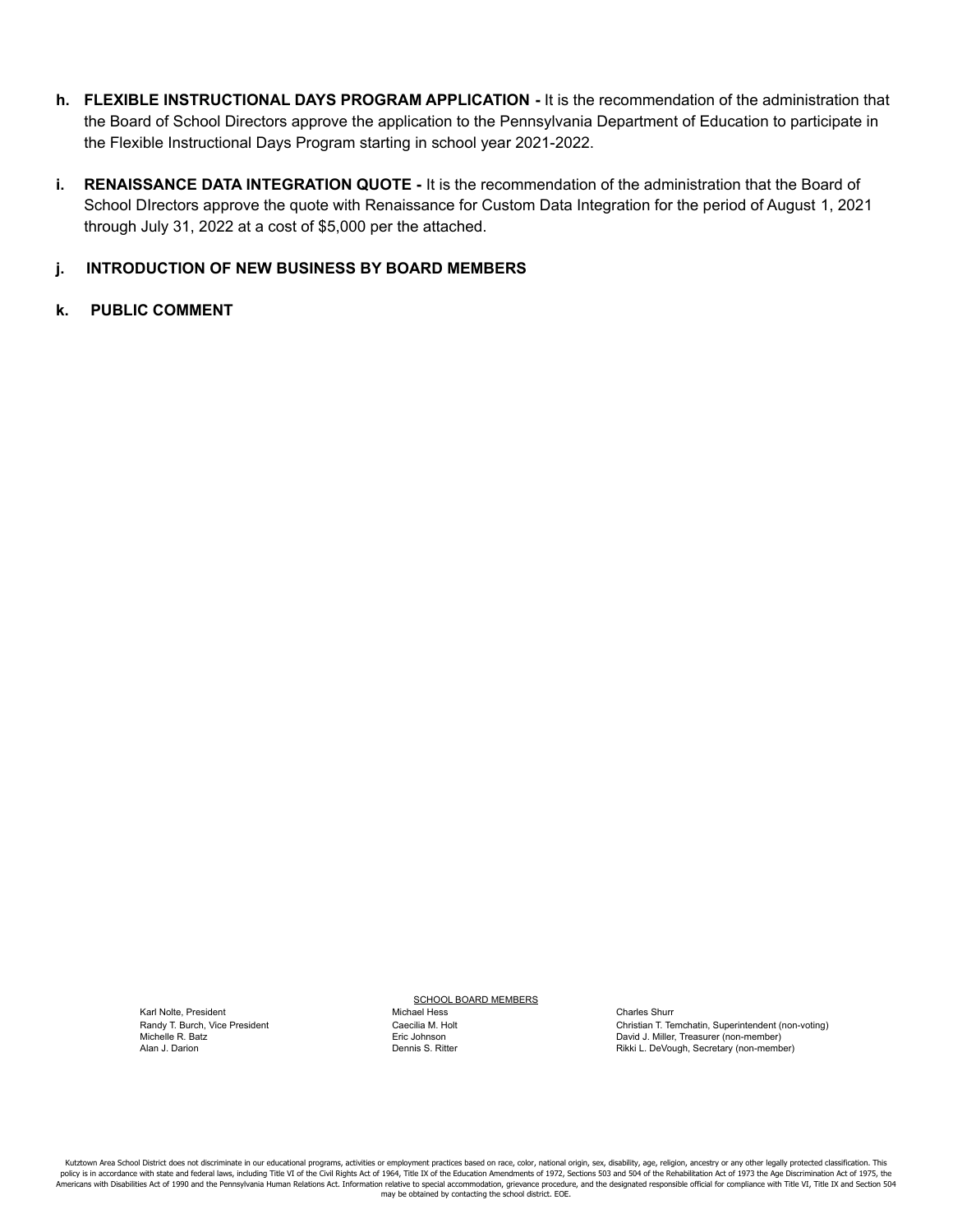**h. FLEXIBLE INSTRUCTIONAL DAYS PROGRAM APPLICATION -** It is the recommendation of the administration that the Board of School Directors approve the application to the Pennsylvania Department of Education to participate in the Flexible Instructional Days Program starting in school year 2021-2022.

**i. RENAISSANCE DATA INTEGRATION QUOTE -** It is the recommendation of the administration that the Board of School DIrectors approve the quote with Renaissance for Custom Data Integration for the period of August 1, 2021 through July 31, 2022 at a cost of $5,000 per the attached.

**j. INTRODUCTION OF NEW BUSINESS BY BOARD MEMBERS**

**k. PUBLIC COMMENT**

SCHOOL BOARD MEMBERS

| | | |
|---|---|---|
| Karl Nolte, President | Michael Hess | Charles Shurr |
| Randy T. Burch, Vice President | Caecilia M. Holt | Christian T. Temchatin, Superintendent (non-voting) |
| Michelle R. Batz | Eric Johnson | David J. Miller, Treasurer (non-member) |
| Alan J. Darion | Dennis S. Ritter | Rikki L. DeVough, Secretary (non-member) |

Kutztown Area School District does not discriminate in our educational programs, activities or employment practices based on race, color, national origin, sex, disability, age, religion, ancestry or any other legally protected classification. This policy is in accordance with state and federal laws, including Title VI of the Civil Rights Act of 1964, Title IX of the Education Amendments of 1972, Sections 503 and 504 of the Rehabilitation Act of 1973 the Age Discrimination Act of 1975, the Americans with Disabilities Act of 1990 and the Pennsylvania Human Relations Act. Information relative to special accommodation, grievance procedure, and the designated responsible official for compliance with Title VI, Title IX and Section 504 may be obtained by contacting the school district. EOE.